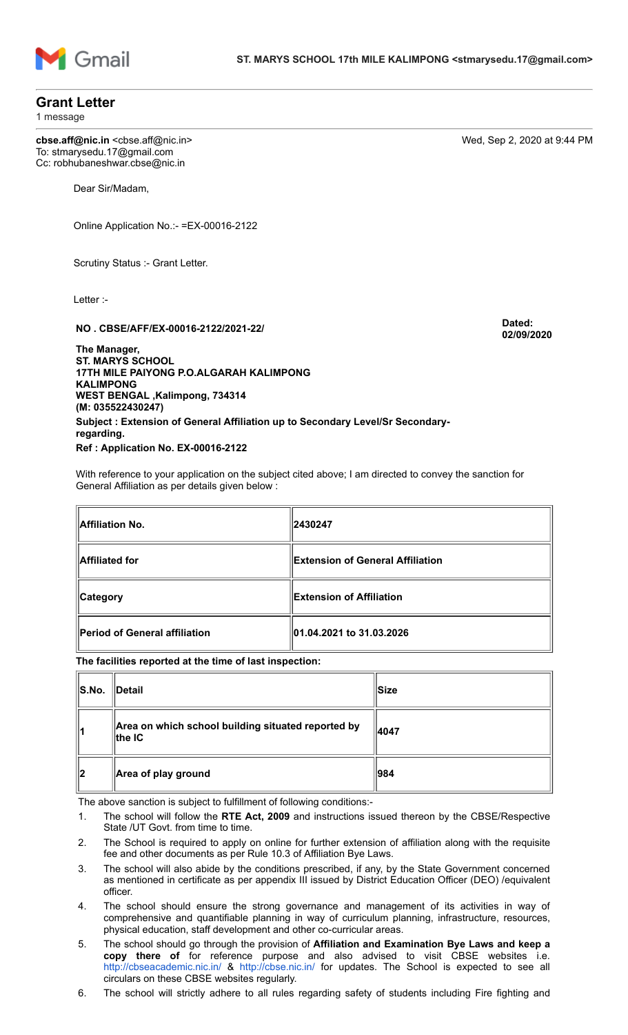Gmail

**ST. MARYS SCHOOL 17th MILE KALIMPONG <stmarysedu.17@gmail.com>**

# Grant Letter

1 message

**cbse.aff@nic.in** <cbse.aff@nic.in>
To: stmarysedu.17@gmail.com
Cc: robhubaneshwar.cbse@nic.in

Wed, Sep 2, 2020 at 9:44 PM

Dear Sir/Madam,

Online Application No.:- =EX-00016-2122

Scrutiny Status :- Grant Letter.

Letter :-

**NO . CBSE/AFF/EX-00016-2122/2021-22/**

**Dated: 02/09/2020**

**The Manager,**
**ST. MARYS SCHOOL**
**17TH MILE PAIYONG P.O.ALGARAH KALIMPONG**
**KALIMPONG**
**WEST BENGAL ,Kalimpong, 734314**
**(M: 035522430247)**

**Subject : Extension of General Affiliation up to Secondary Level/Sr Secondary-regarding.**

**Ref : Application No. EX-00016-2122**

With reference to your application on the subject cited above; I am directed to convey the sanction for General Affiliation as per details given below :

| **Affiliation No.** | **2430247** |
|---|---|
| **Affiliated for** | **Extension of General Affiliation** |
| **Category** | **Extension of Affiliation** |
| **Period of General affiliation** | **01.04.2021 to 31.03.2026** |

**The facilities reported at the time of last inspection:**

| **S.No.** | **Detail** | **Size** |
|---|---|---|
| **1** | **Area on which school building situated reported by the IC** | **4047** |
| **2** | **Area of play ground** | **984** |

The above sanction is subject to fulfillment of following conditions:-

1. The school will follow the **RTE Act, 2009** and instructions issued thereon by the CBSE/Respective State /UT Govt. from time to time.
2. The School is required to apply on online for further extension of affiliation along with the requisite fee and other documents as per Rule 10.3 of Affiliation Bye Laws.
3. The school will also abide by the conditions prescribed, if any, by the State Government concerned as mentioned in certificate as per appendix III issued by District Education Officer (DEO) /equivalent officer.
4. The school should ensure the strong governance and management of its activities in way of comprehensive and quantifiable planning in way of curriculum planning, infrastructure, resources, physical education, staff development and other co-curricular areas.
5. The school should go through the provision of **Affiliation and Examination Bye Laws and keep a copy there of** for reference purpose and also advised to visit CBSE websites i.e. http://cbseacademic.nic.in/ & http://cbse.nic.in/ for updates. The School is expected to see all circulars on these CBSE websites regularly.
6. The school will strictly adhere to all rules regarding safety of students including Fire fighting and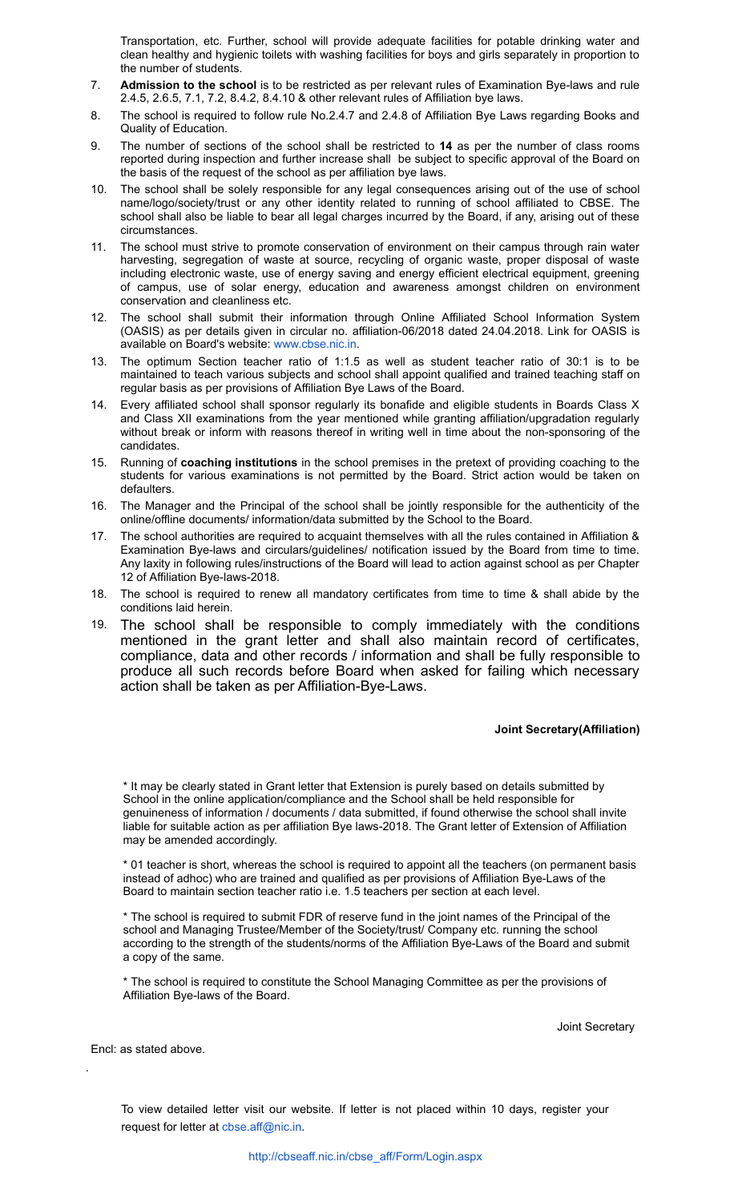Transportation, etc. Further, school will provide adequate facilities for potable drinking water and clean healthy and hygienic toilets with washing facilities for boys and girls separately in proportion to the number of students.

7. **Admission to the school** is to be restricted as per relevant rules of Examination Bye-laws and rule 2.4.5, 2.6.5, 7.1, 7.2, 8.4.2, 8.4.10 & other relevant rules of Affiliation bye laws.
8. The school is required to follow rule No.2.4.7 and 2.4.8 of Affiliation Bye Laws regarding Books and Quality of Education.
9. The number of sections of the school shall be restricted to **14** as per the number of class rooms reported during inspection and further increase shall be subject to specific approval of the Board on the basis of the request of the school as per affiliation bye laws.
10. The school shall be solely responsible for any legal consequences arising out of the use of school name/logo/society/trust or any other identity related to running of school affiliated to CBSE. The school shall also be liable to bear all legal charges incurred by the Board, if any, arising out of these circumstances.
11. The school must strive to promote conservation of environment on their campus through rain water harvesting, segregation of waste at source, recycling of organic waste, proper disposal of waste including electronic waste, use of energy saving and energy efficient electrical equipment, greening of campus, use of solar energy, education and awareness amongst children on environment conservation and cleanliness etc.
12. The school shall submit their information through Online Affiliated School Information System (OASIS) as per details given in circular no. affiliation-06/2018 dated 24.04.2018. Link for OASIS is available on Board's website: www.cbse.nic.in.
13. The optimum Section teacher ratio of 1:1.5 as well as student teacher ratio of 30:1 is to be maintained to teach various subjects and school shall appoint qualified and trained teaching staff on regular basis as per provisions of Affiliation Bye Laws of the Board.
14. Every affiliated school shall sponsor regularly its bonafide and eligible students in Boards Class X and Class XII examinations from the year mentioned while granting affiliation/upgradation regularly without break or inform with reasons thereof in writing well in time about the non-sponsoring of the candidates.
15. Running of **coaching institutions** in the school premises in the pretext of providing coaching to the students for various examinations is not permitted by the Board. Strict action would be taken on defaulters.
16. The Manager and the Principal of the school shall be jointly responsible for the authenticity of the online/offline documents/ information/data submitted by the School to the Board.
17. The school authorities are required to acquaint themselves with all the rules contained in Affiliation & Examination Bye-laws and circulars/guidelines/ notification issued by the Board from time to time. Any laxity in following rules/instructions of the Board will lead to action against school as per Chapter 12 of Affiliation Bye-laws-2018.
18. The school is required to renew all mandatory certificates from time to time & shall abide by the conditions laid herein.
19. The school shall be responsible to comply immediately with the conditions mentioned in the grant letter and shall also maintain record of certificates, compliance, data and other records / information and shall be fully responsible to produce all such records before Board when asked for failing which necessary action shall be taken as per Affiliation-Bye-Laws.

**Joint Secretary(Affiliation)**

* It may be clearly stated in Grant letter that Extension is purely based on details submitted by School in the online application/compliance and the School shall be held responsible for genuineness of information / documents / data submitted, if found otherwise the school shall invite liable for suitable action as per affiliation Bye laws-2018. The Grant letter of Extension of Affiliation may be amended accordingly.

* 01 teacher is short, whereas the school is required to appoint all the teachers (on permanent basis instead of adhoc) who are trained and qualified as per provisions of Affiliation Bye-Laws of the Board to maintain section teacher ratio i.e. 1.5 teachers per section at each level.

* The school is required to submit FDR of reserve fund in the joint names of the Principal of the school and Managing Trustee/Member of the Society/trust/ Company etc. running the school according to the strength of the students/norms of the Affiliation Bye-Laws of the Board and submit a copy of the same.

* The school is required to constitute the School Managing Committee as per the provisions of Affiliation Bye-laws of the Board.

Joint Secretary

Encl: as stated above.

To view detailed letter visit our website. If letter is not placed within 10 days, register your request for letter at cbse.aff@nic.in.

http://cbseaff.nic.in/cbse_aff/Form/Login.aspx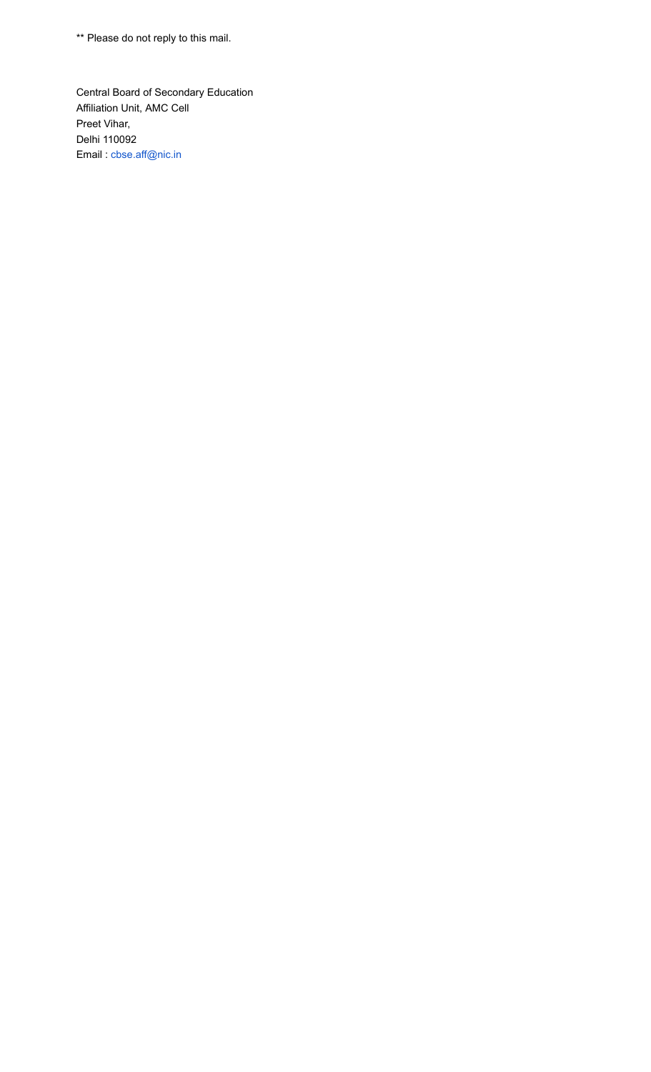** Please do not reply to this mail.

Central Board of Secondary Education
Affiliation Unit, AMC Cell
Preet Vihar,
Delhi 110092
Email : cbse.aff@nic.in